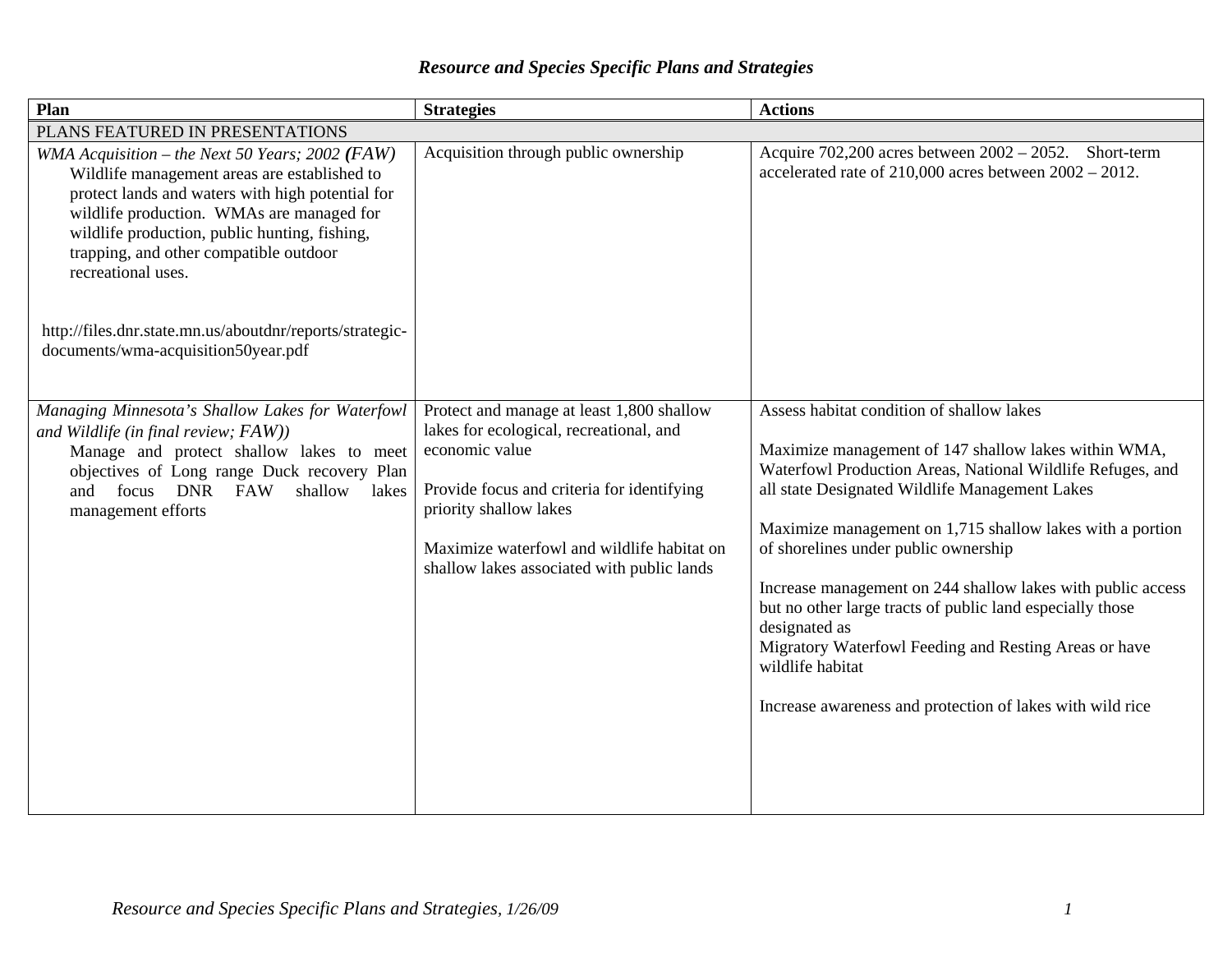# *Resource and Species Specific Plans and Strategies*

| Plan | Strategies | Actions |
|---|---|---|
| PLANS FEATURED IN PRESENTATIONS | | |
| *WMA Acquisition – the Next 50 Years; 2002 (FAW)*<br>Wildlife management areas are established to protect lands and waters with high potential for wildlife production. WMAs are managed for wildlife production, public hunting, fishing, trapping, and other compatible outdoor recreational uses.<br><br>http://files.dnr.state.mn.us/aboutdnr/reports/strategic-documents/wma-acquisition50year.pdf | Acquisition through public ownership | Acquire 702,200 acres between 2002 – 2052. Short-term accelerated rate of 210,000 acres between 2002 – 2012. |
| *Managing Minnesota's Shallow Lakes for Waterfowl and Wildlife (in final review; FAW))*<br>Manage and protect shallow lakes to meet objectives of Long range Duck recovery Plan and focus DNR FAW shallow lakes management efforts | Protect and manage at least 1,800 shallow lakes for ecological, recreational, and economic value<br><br>Provide focus and criteria for identifying priority shallow lakes<br><br>Maximize waterfowl and wildlife habitat on shallow lakes associated with public lands | Assess habitat condition of shallow lakes<br><br>Maximize management of 147 shallow lakes within WMA, Waterfowl Production Areas, National Wildlife Refuges, and all state Designated Wildlife Management Lakes<br><br>Maximize management on 1,715 shallow lakes with a portion of shorelines under public ownership<br><br>Increase management on 244 shallow lakes with public access but no other large tracts of public land especially those designated as Migratory Waterfowl Feeding and Resting Areas or have wildlife habitat<br><br>Increase awareness and protection of lakes with wild rice |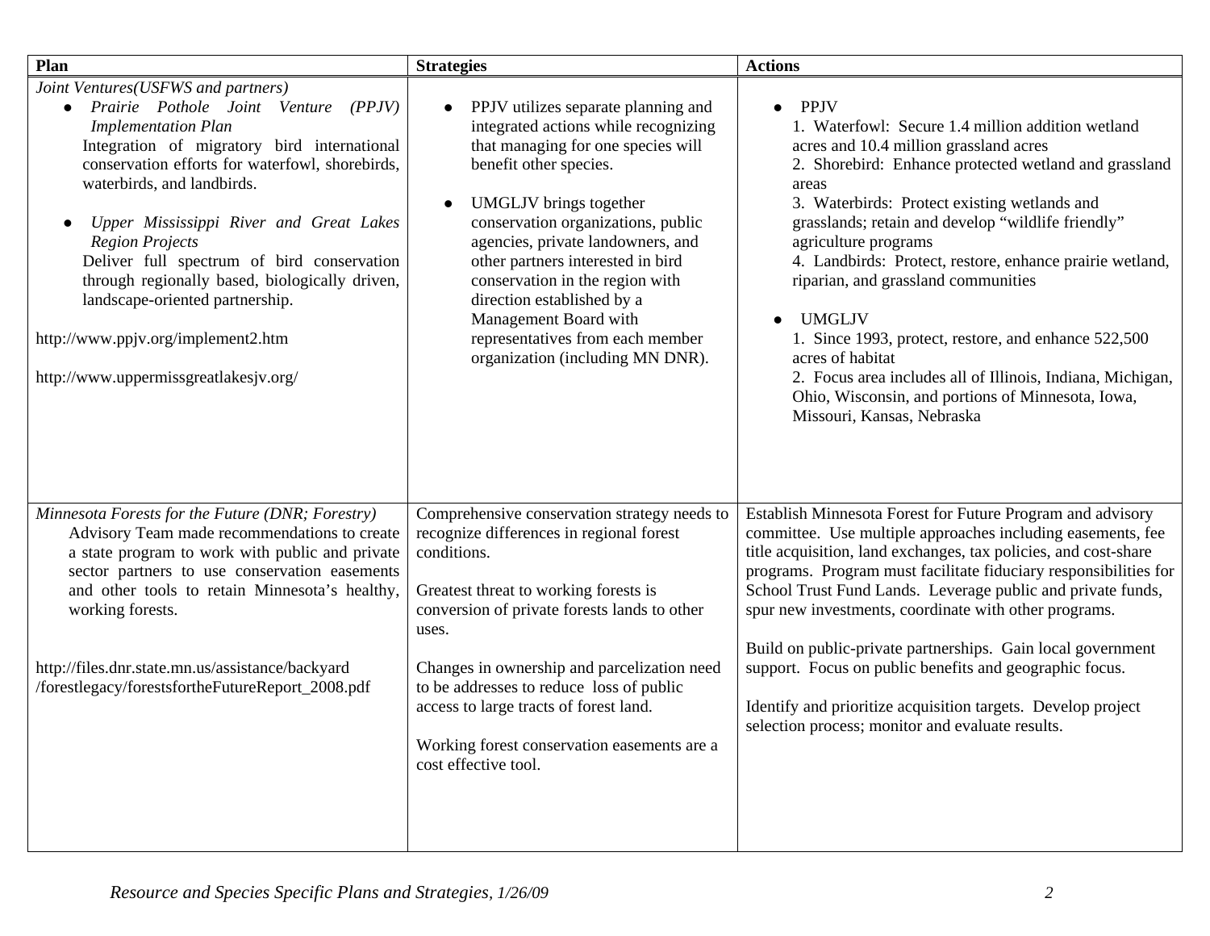| Plan | Strategies | Actions |
|---|---|---|
| *Joint Ventures(USFWS and partners)*<br>• *Prairie Pothole Joint Venture (PPJV) Implementation Plan*<br>Integration of migratory bird international conservation efforts for waterfowl, shorebirds, waterbirds, and landbirds.<br><br>• *Upper Mississippi River and Great Lakes Region Projects*<br>Deliver full spectrum of bird conservation through regionally based, biologically driven, landscape-oriented partnership.<br><br>http://www.ppjv.org/implement2.htm<br><br>http://www.uppermissgreatlakesjv.org/ | • PPJV utilizes separate planning and integrated actions while recognizing that managing for one species will benefit other species.<br><br>• UMGLJV brings together conservation organizations, public agencies, private landowners, and other partners interested in bird conservation in the region with direction established by a Management Board with representatives from each member organization (including MN DNR). | • PPJV<br>1. Waterfowl: Secure 1.4 million addition wetland acres and 10.4 million grassland acres<br>2. Shorebird: Enhance protected wetland and grassland areas<br>3. Waterbirds: Protect existing wetlands and grasslands; retain and develop "wildlife friendly" agriculture programs<br>4. Landbirds: Protect, restore, enhance prairie wetland, riparian, and grassland communities<br><br>• UMGLJV<br>1. Since 1993, protect, restore, and enhance 522,500 acres of habitat<br>2. Focus area includes all of Illinois, Indiana, Michigan, Ohio, Wisconsin, and portions of Minnesota, Iowa, Missouri, Kansas, Nebraska |
| *Minnesota Forests for the Future (DNR; Forestry)*<br>Advisory Team made recommendations to create a state program to work with public and private sector partners to use conservation easements and other tools to retain Minnesota's healthy, working forests.<br><br>http://files.dnr.state.mn.us/assistance/backyard/forestlegacy/forestsfortheFutureReport_2008.pdf | Comprehensive conservation strategy needs to recognize differences in regional forest conditions.<br><br>Greatest threat to working forests is conversion of private forests lands to other uses.<br><br>Changes in ownership and parcelization need to be addresses to reduce loss of public access to large tracts of forest land.<br><br>Working forest conservation easements are a cost effective tool. | Establish Minnesota Forest for Future Program and advisory committee. Use multiple approaches including easements, fee title acquisition, land exchanges, tax policies, and cost-share programs. Program must facilitate fiduciary responsibilities for School Trust Fund Lands. Leverage public and private funds, spur new investments, coordinate with other programs.<br><br>Build on public-private partnerships. Gain local government support. Focus on public benefits and geographic focus.<br><br>Identify and prioritize acquisition targets. Develop project selection process; monitor and evaluate results. |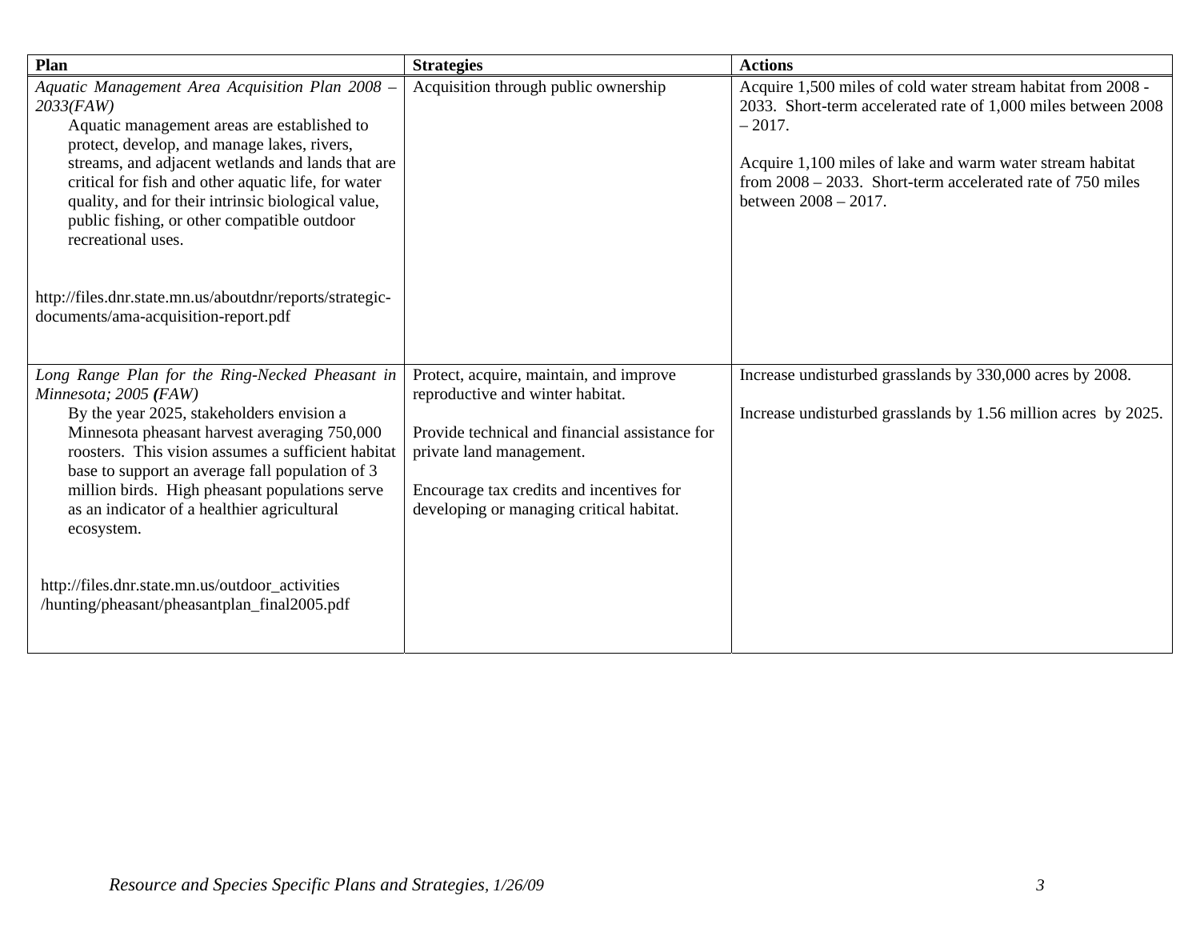| Plan | Strategies | Actions |
|---|---|---|
| *Aquatic Management Area Acquisition Plan 2008 – 2033(FAW)*<br>Aquatic management areas are established to protect, develop, and manage lakes, rivers, streams, and adjacent wetlands and lands that are critical for fish and other aquatic life, for water quality, and for their intrinsic biological value, public fishing, or other compatible outdoor recreational uses.<br><br>http://files.dnr.state.mn.us/aboutdnr/reports/strategic-documents/ama-acquisition-report.pdf | Acquisition through public ownership | Acquire 1,500 miles of cold water stream habitat from 2008 - 2033. Short-term accelerated rate of 1,000 miles between 2008 – 2017.<br><br>Acquire 1,100 miles of lake and warm water stream habitat from 2008 – 2033. Short-term accelerated rate of 750 miles between 2008 – 2017. |
| *Long Range Plan for the Ring-Necked Pheasant in Minnesota; 2005* **(***FAW)*<br>By the year 2025, stakeholders envision a Minnesota pheasant harvest averaging 750,000 roosters. This vision assumes a sufficient habitat base to support an average fall population of 3 million birds. High pheasant populations serve as an indicator of a healthier agricultural ecosystem.<br><br>http://files.dnr.state.mn.us/outdoor_activities /hunting/pheasant/pheasantplan_final2005.pdf | Protect, acquire, maintain, and improve reproductive and winter habitat.<br><br>Provide technical and financial assistance for private land management.<br><br>Encourage tax credits and incentives for developing or managing critical habitat. | Increase undisturbed grasslands by 330,000 acres by 2008.<br><br>Increase undisturbed grasslands by 1.56 million acres by 2025. |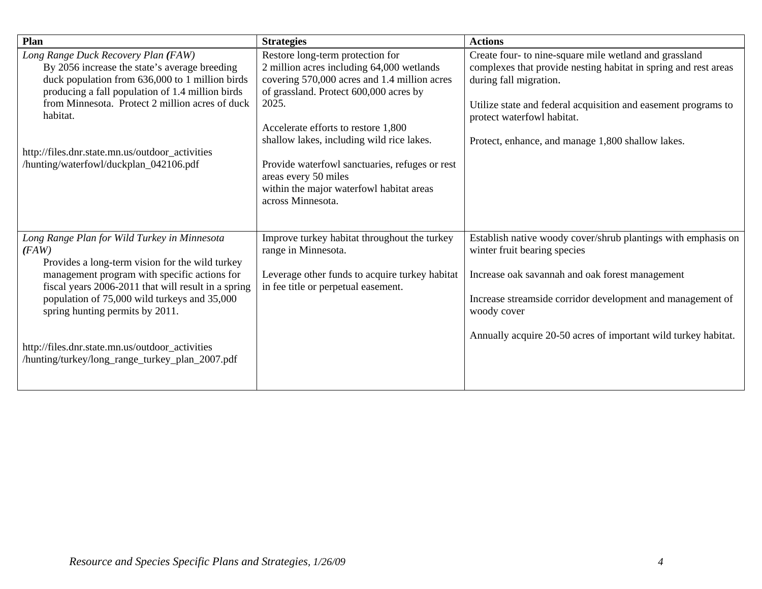| Plan | Strategies | Actions |
|---|---|---|
| *Long Range Duck Recovery Plan* ***(****FAW)*<br>By 2056 increase the state's average breeding duck population from 636,000 to 1 million birds producing a fall population of 1.4 million birds from Minnesota. Protect 2 million acres of duck habitat.<br><br>http://files.dnr.state.mn.us/outdoor_activities/hunting/waterfowl/duckplan_042106.pdf | Restore long-term protection for 2 million acres including 64,000 wetlands covering 570,000 acres and 1.4 million acres of grassland. Protect 600,000 acres by 2025.<br><br>Accelerate efforts to restore 1,800 shallow lakes, including wild rice lakes.<br><br>Provide waterfowl sanctuaries, refuges or rest areas every 50 miles within the major waterfowl habitat areas across Minnesota. | Create four- to nine-square mile wetland and grassland complexes that provide nesting habitat in spring and rest areas during fall migration.<br><br>Utilize state and federal acquisition and easement programs to protect waterfowl habitat.<br><br>Protect, enhance, and manage 1,800 shallow lakes. |
| *Long Range Plan for Wild Turkey in Minnesota* ***(****FAW)*<br>Provides a long-term vision for the wild turkey management program with specific actions for fiscal years 2006-2011 that will result in a spring population of 75,000 wild turkeys and 35,000 spring hunting permits by 2011.<br><br>http://files.dnr.state.mn.us/outdoor_activities/hunting/turkey/long_range_turkey_plan_2007.pdf | Improve turkey habitat throughout the turkey range in Minnesota.<br><br>Leverage other funds to acquire turkey habitat in fee title or perpetual easement. | Establish native woody cover/shrub plantings with emphasis on winter fruit bearing species<br><br>Increase oak savannah and oak forest management<br><br>Increase streamside corridor development and management of woody cover<br><br>Annually acquire 20-50 acres of important wild turkey habitat. |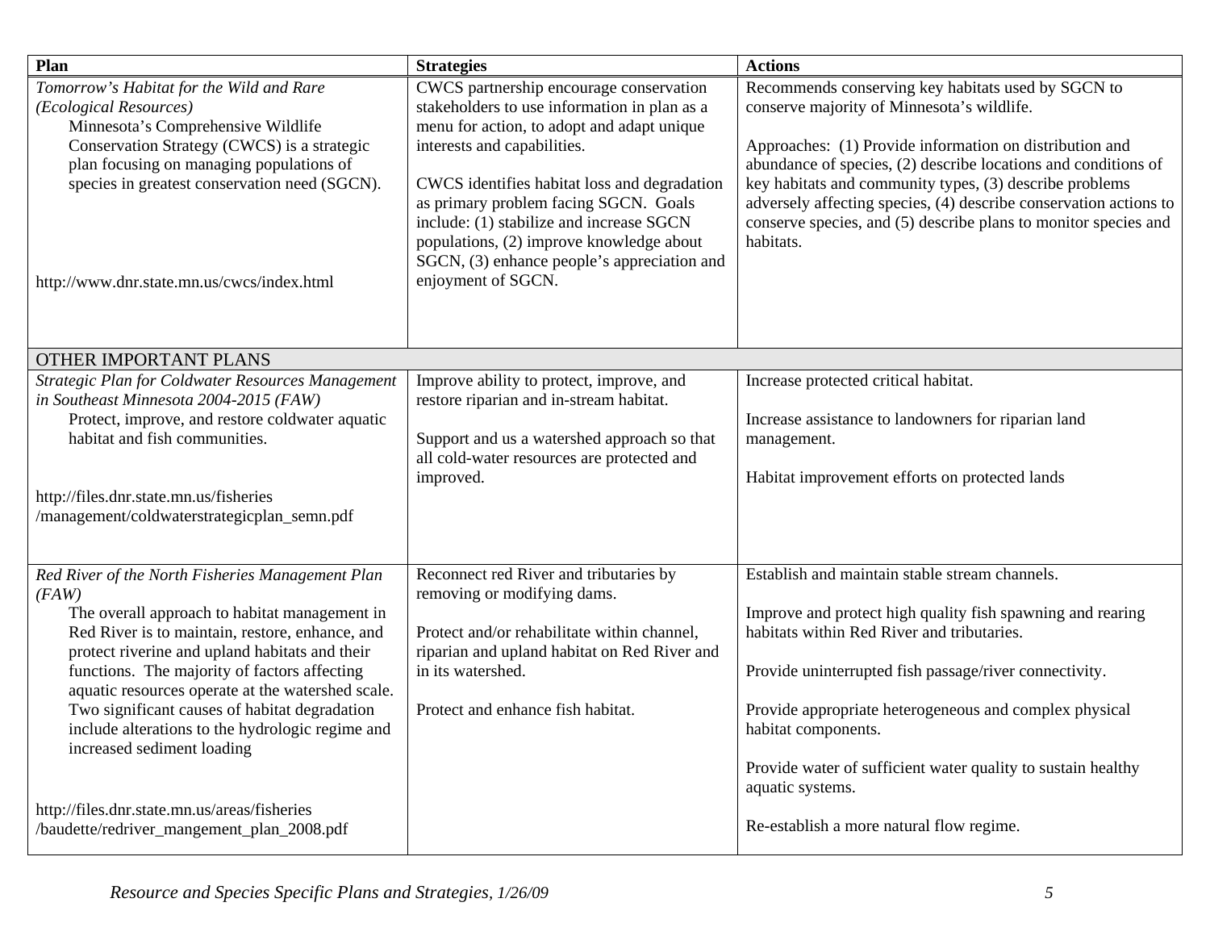| Plan | Strategies | Actions |
|---|---|---|
| *Tomorrow's Habitat for the Wild and Rare (Ecological Resources)*<br>Minnesota's Comprehensive Wildlife Conservation Strategy (CWCS) is a strategic plan focusing on managing populations of species in greatest conservation need (SGCN).<br><br>http://www.dnr.state.mn.us/cwcs/index.html | CWCS partnership encourage conservation stakeholders to use information in plan as a menu for action, to adopt and adapt unique interests and capabilities.<br><br>CWCS identifies habitat loss and degradation as primary problem facing SGCN. Goals include: (1) stabilize and increase SGCN populations, (2) improve knowledge about SGCN, (3) enhance people's appreciation and enjoyment of SGCN. | Recommends conserving key habitats used by SGCN to conserve majority of Minnesota's wildlife.<br><br>Approaches: (1) Provide information on distribution and abundance of species, (2) describe locations and conditions of key habitats and community types, (3) describe problems adversely affecting species, (4) describe conservation actions to conserve species, and (5) describe plans to monitor species and habitats. |
| OTHER IMPORTANT PLANS | | |
| *Strategic Plan for Coldwater Resources Management in Southeast Minnesota 2004-2015 (FAW)*<br>Protect, improve, and restore coldwater aquatic habitat and fish communities.<br><br>http://files.dnr.state.mn.us/fisheries/management/coldwaterstrategicplan_semn.pdf | Improve ability to protect, improve, and restore riparian and in-stream habitat.<br><br>Support and us a watershed approach so that all cold-water resources are protected and improved. | Increase protected critical habitat.<br><br>Increase assistance to landowners for riparian land management.<br><br>Habitat improvement efforts on protected lands |
| *Red River of the North Fisheries Management Plan (FAW)*<br>The overall approach to habitat management in Red River is to maintain, restore, enhance, and protect riverine and upland habitats and their functions. The majority of factors affecting aquatic resources operate at the watershed scale. Two significant causes of habitat degradation include alterations to the hydrologic regime and increased sediment loading<br><br>http://files.dnr.state.mn.us/areas/fisheries/baudette/redriver_mangement_plan_2008.pdf | Reconnect red River and tributaries by removing or modifying dams.<br><br>Protect and/or rehabilitate within channel, riparian and upland habitat on Red River and in its watershed.<br><br>Protect and enhance fish habitat. | Establish and maintain stable stream channels.<br><br>Improve and protect high quality fish spawning and rearing habitats within Red River and tributaries.<br><br>Provide uninterrupted fish passage/river connectivity.<br><br>Provide appropriate heterogeneous and complex physical habitat components.<br><br>Provide water of sufficient water quality to sustain healthy aquatic systems.<br><br>Re-establish a more natural flow regime. |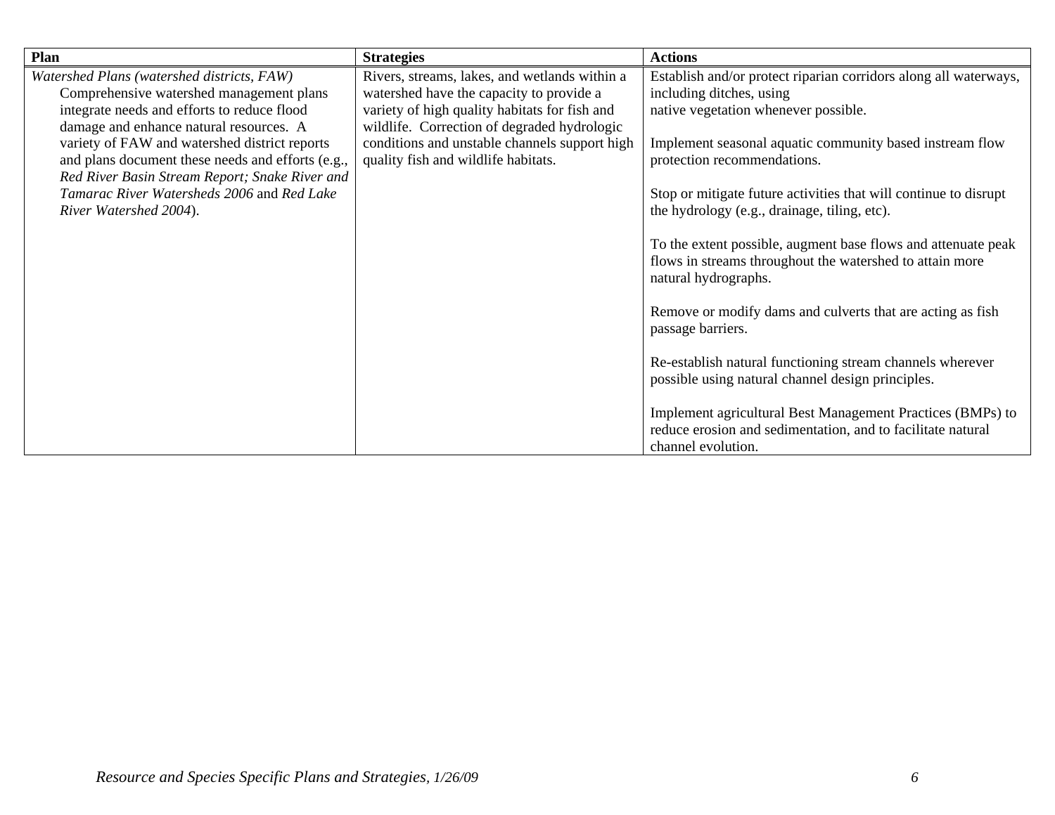| Plan | Strategies | Actions |
| --- | --- | --- |
| *Watershed Plans (watershed districts, FAW)* Comprehensive watershed management plans integrate needs and efforts to reduce flood damage and enhance natural resources. A variety of FAW and watershed district reports and plans document these needs and efforts (e.g., *Red River Basin Stream Report; Snake River and Tamarac River Watersheds 2006* and *Red Lake River Watershed 2004*). | Rivers, streams, lakes, and wetlands within a watershed have the capacity to provide a variety of high quality habitats for fish and wildlife. Correction of degraded hydrologic conditions and unstable channels support high quality fish and wildlife habitats. | Establish and/or protect riparian corridors along all waterways, including ditches, using native vegetation whenever possible.<br><br>Implement seasonal aquatic community based instream flow protection recommendations.<br><br>Stop or mitigate future activities that will continue to disrupt the hydrology (e.g., drainage, tiling, etc).<br><br>To the extent possible, augment base flows and attenuate peak flows in streams throughout the watershed to attain more natural hydrographs.<br><br>Remove or modify dams and culverts that are acting as fish passage barriers.<br><br>Re-establish natural functioning stream channels wherever possible using natural channel design principles.<br><br>Implement agricultural Best Management Practices (BMPs) to reduce erosion and sedimentation, and to facilitate natural channel evolution. |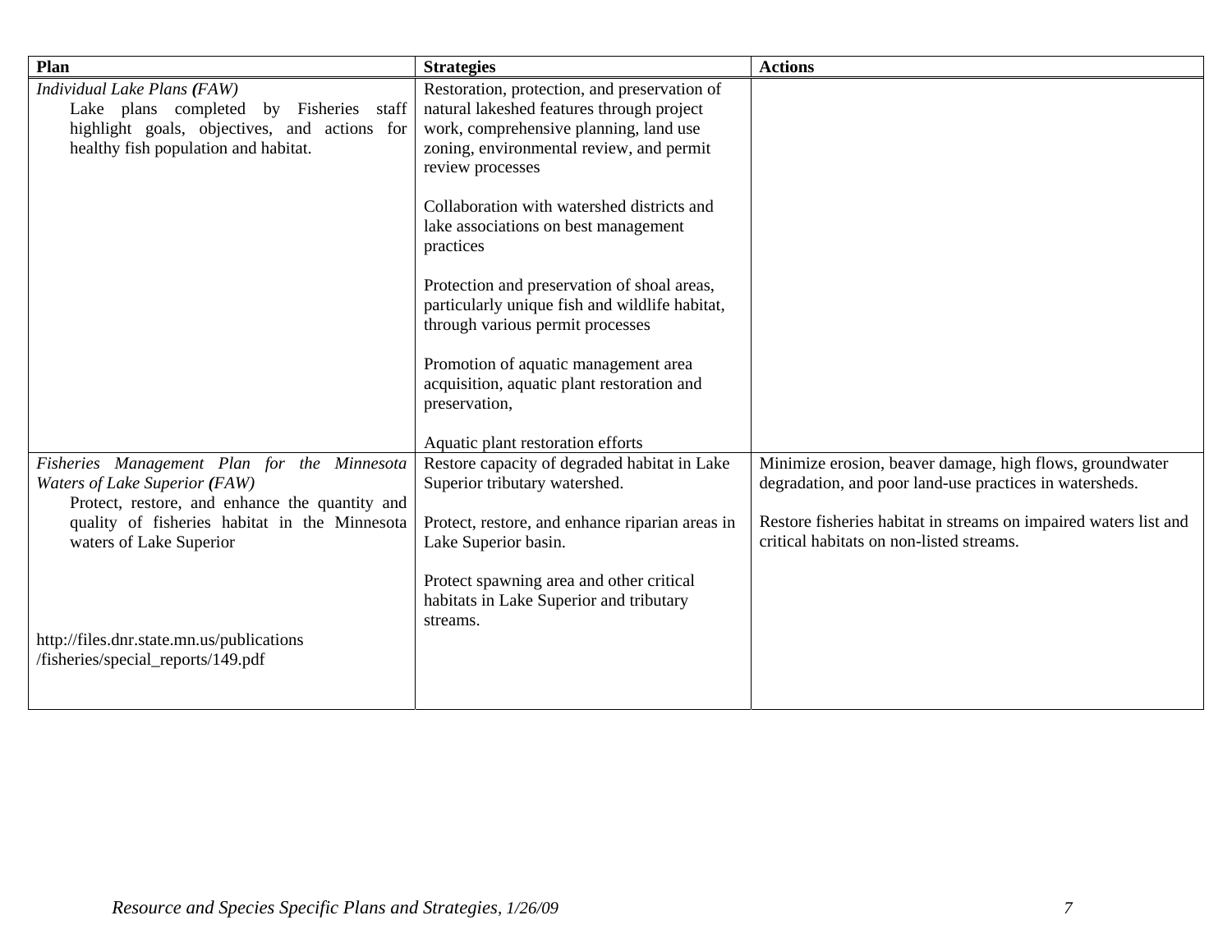| Plan | Strategies | Actions |
|---|---|---|
| *Individual Lake Plans (FAW)*<br>Lake plans completed by Fisheries staff highlight goals, objectives, and actions for healthy fish population and habitat. | Restoration, protection, and preservation of natural lakeshed features through project work, comprehensive planning, land use zoning, environmental review, and permit review processes<br><br>Collaboration with watershed districts and lake associations on best management practices<br><br>Protection and preservation of shoal areas, particularly unique fish and wildlife habitat, through various permit processes<br><br>Promotion of aquatic management area acquisition, aquatic plant restoration and preservation,<br><br>Aquatic plant restoration efforts | |
| *Fisheries Management Plan for the Minnesota Waters of Lake Superior (FAW)*<br>Protect, restore, and enhance the quantity and quality of fisheries habitat in the Minnesota waters of Lake Superior<br><br>http://files.dnr.state.mn.us/publications /fisheries/special_reports/149.pdf | Restore capacity of degraded habitat in Lake Superior tributary watershed.<br><br>Protect, restore, and enhance riparian areas in Lake Superior basin.<br><br>Protect spawning area and other critical habitats in Lake Superior and tributary streams. | Minimize erosion, beaver damage, high flows, groundwater degradation, and poor land-use practices in watersheds.<br><br>Restore fisheries habitat in streams on impaired waters list and critical habitats on non-listed streams. |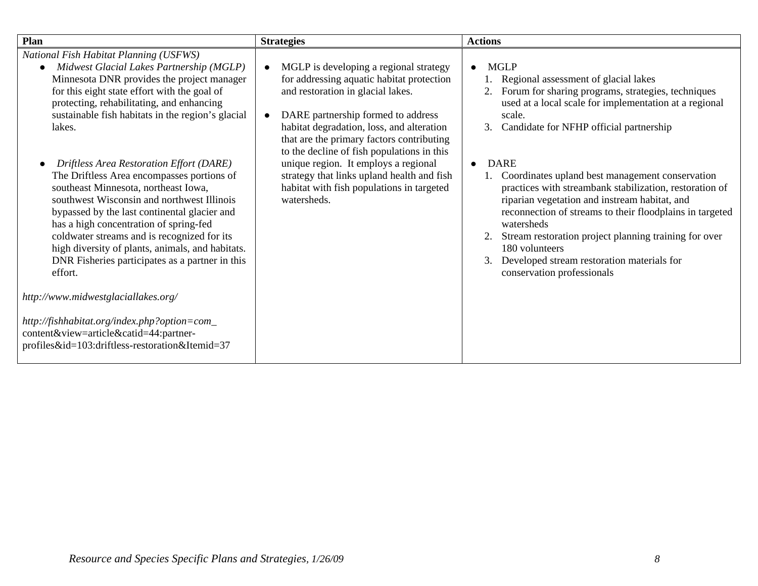| Plan | Strategies | Actions |
|---|---|---|
| *National Fish Habitat Planning (USFWS)*<br>● *Midwest Glacial Lakes Partnership (MGLP)* Minnesota DNR provides the project manager for this eight state effort with the goal of protecting, rehabilitating, and enhancing sustainable fish habitats in the region's glacial lakes.<br><br>● *Driftless Area Restoration Effort (DARE)* The Driftless Area encompasses portions of southeast Minnesota, northeast Iowa, southwest Wisconsin and northwest Illinois bypassed by the last continental glacier and has a high concentration of spring-fed coldwater streams and is recognized for its high diversity of plants, animals, and habitats. DNR Fisheries participates as a partner in this effort.<br><br>*http://www.midwestglaciallakes.org/*<br><br>*http://fishhabitat.org/index.php?option=com_* content&view=article&catid=44:partner-profiles&id=103:driftless-restoration&Itemid=37 | ● MGLP is developing a regional strategy for addressing aquatic habitat protection and restoration in glacial lakes.<br><br>● DARE partnership formed to address habitat degradation, loss, and alteration that are the primary factors contributing to the decline of fish populations in this unique region. It employs a regional strategy that links upland health and fish habitat with fish populations in targeted watersheds. | ● MGLP<br>1. Regional assessment of glacial lakes<br>2. Forum for sharing programs, strategies, techniques used at a local scale for implementation at a regional scale.<br>3. Candidate for NFHP official partnership<br><br>● DARE<br>1. Coordinates upland best management conservation practices with streambank stabilization, restoration of riparian vegetation and instream habitat, and reconnection of streams to their floodplains in targeted watersheds<br>2. Stream restoration project planning training for over 180 volunteers<br>3. Developed stream restoration materials for conservation professionals |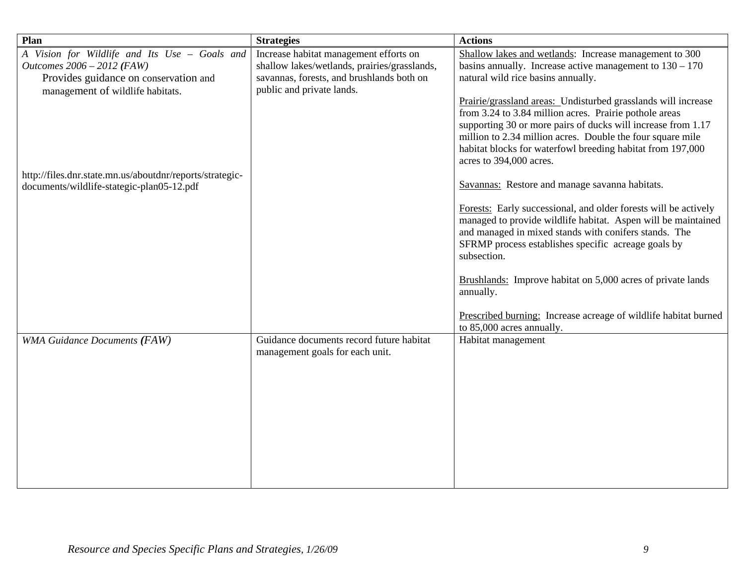| Plan | Strategies | Actions |
|---|---|---|
| *A Vision for Wildlife and Its Use – Goals and Outcomes 2006 – 2012 (FAW)*<br>Provides guidance on conservation and management of wildlife habitats.<br><br>http://files.dnr.state.mn.us/aboutdnr/reports/strategic-documents/wildlife-stategic-plan05-12.pdf | Increase habitat management efforts on shallow lakes/wetlands, prairies/grasslands, savannas, forests, and brushlands both on public and private lands. | Shallow lakes and wetlands: Increase management to 300 basins annually. Increase active management to 130 – 170 natural wild rice basins annually.<br><br>Prairie/grassland areas: Undisturbed grasslands will increase from 3.24 to 3.84 million acres. Prairie pothole areas supporting 30 or more pairs of ducks will increase from 1.17 million to 2.34 million acres. Double the four square mile habitat blocks for waterfowl breeding habitat from 197,000 acres to 394,000 acres.<br><br>Savannas: Restore and manage savanna habitats.<br><br>Forests: Early successional, and older forests will be actively managed to provide wildlife habitat. Aspen will be maintained and managed in mixed stands with conifers stands. The SFRMP process establishes specific acreage goals by subsection.<br><br>Brushlands: Improve habitat on 5,000 acres of private lands annually.<br><br>Prescribed burning: Increase acreage of wildlife habitat burned to 85,000 acres annually. |
| *WMA Guidance Documents (FAW)* | Guidance documents record future habitat management goals for each unit. | Habitat management |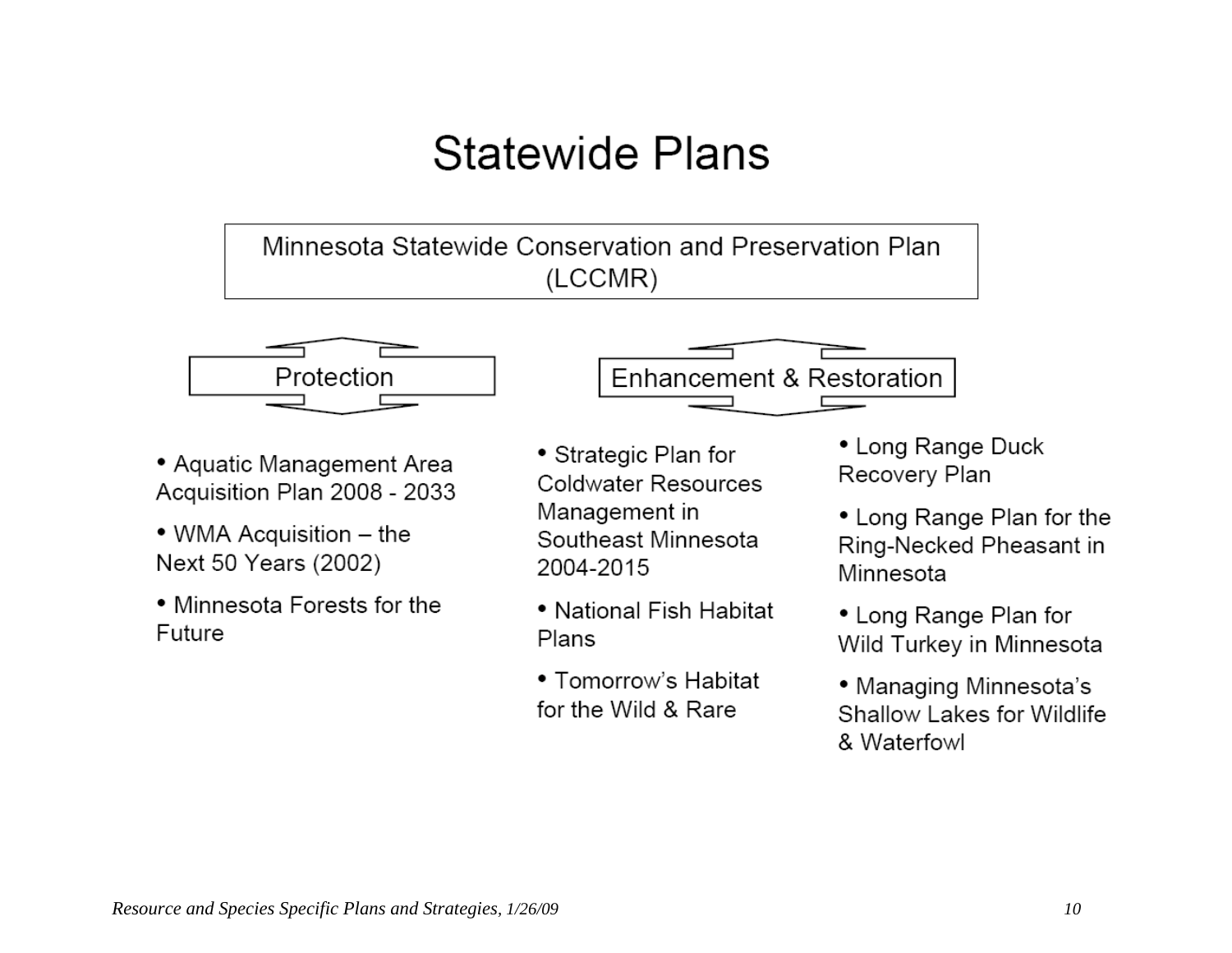# Statewide Plans

Minnesota Statewide Conservation and Preservation Plan (LCCMR)

Protection

- Aquatic Management Area Acquisition Plan 2008 - 2033
- WMA Acquisition – the Next 50 Years (2002)
- Minnesota Forests for the Future

Enhancement & Restoration

- Strategic Plan for Coldwater Resources Management in Southeast Minnesota 2004-2015
- National Fish Habitat Plans
- Tomorrow's Habitat for the Wild & Rare
- Long Range Duck Recovery Plan
- Long Range Plan for the Ring-Necked Pheasant in Minnesota
- Long Range Plan for Wild Turkey in Minnesota
- Managing Minnesota's Shallow Lakes for Wildlife & Waterfowl